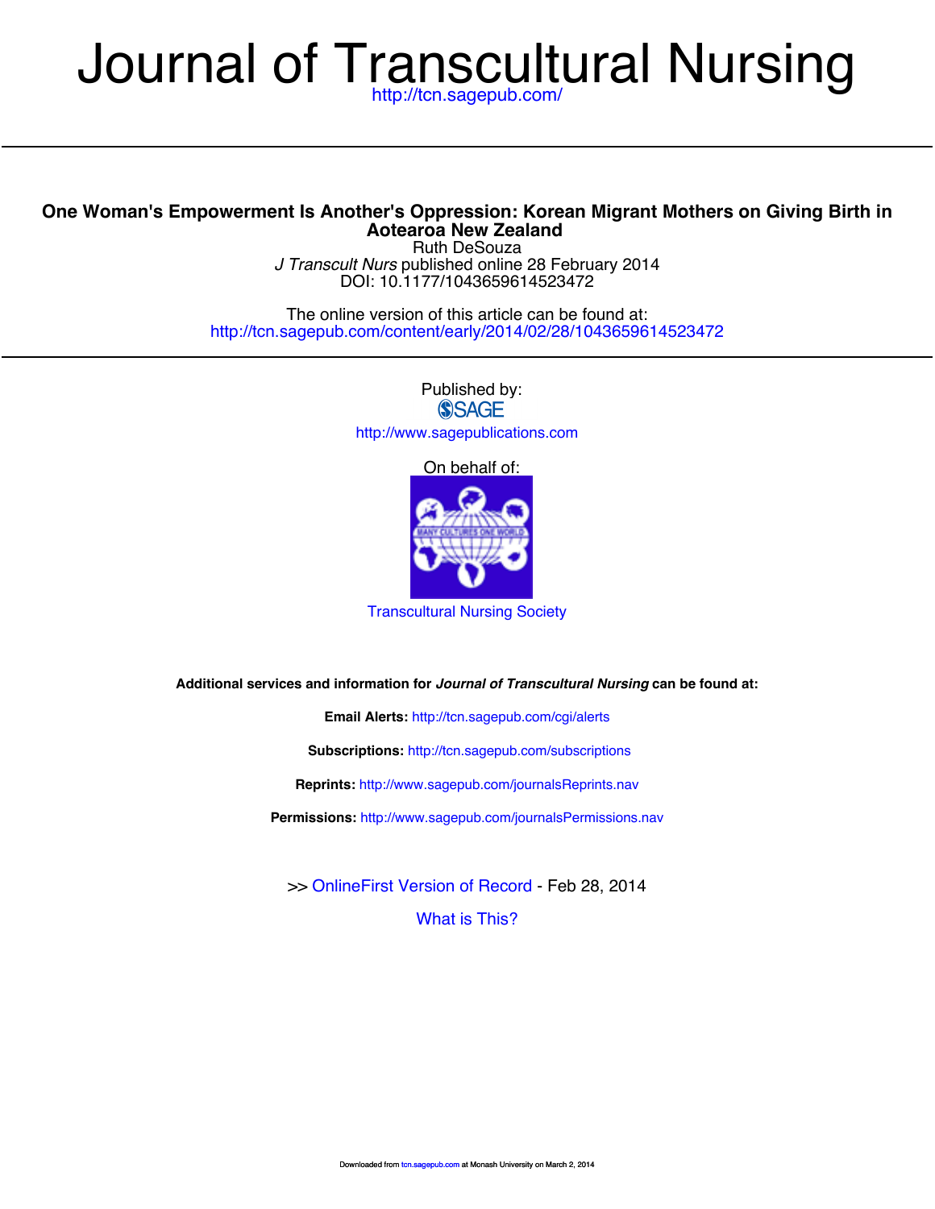# Journal of Transcultural Nursing

http://tcn.sagepub.com/

## One Woman's Empowerment Is Another's Oppression: Korean Migrant Mothers on Giving Birth in Aotearoa New Zealand

Ruth DeSouza

*J Transcult Nurs* published online 28 February 2014

DOI: 10.1177/1043659614523472

The online version of this article can be found at:
http://tcn.sagepub.com/content/early/2014/02/28/1043659614523472

Published by:

SAGE

http://www.sagepublications.com

On behalf of:

Transcultural Nursing Society

**Additional services and information for *Journal of Transcultural Nursing* can be found at:**

**Email Alerts:** http://tcn.sagepub.com/cgi/alerts

**Subscriptions:** http://tcn.sagepub.com/subscriptions

**Reprints:** http://www.sagepub.com/journalsReprints.nav

**Permissions:** http://www.sagepub.com/journalsPermissions.nav

>> OnlineFirst Version of Record - Feb 28, 2014

What is This?

Downloaded from tcn.sagepub.com at Monash University on March 2, 2014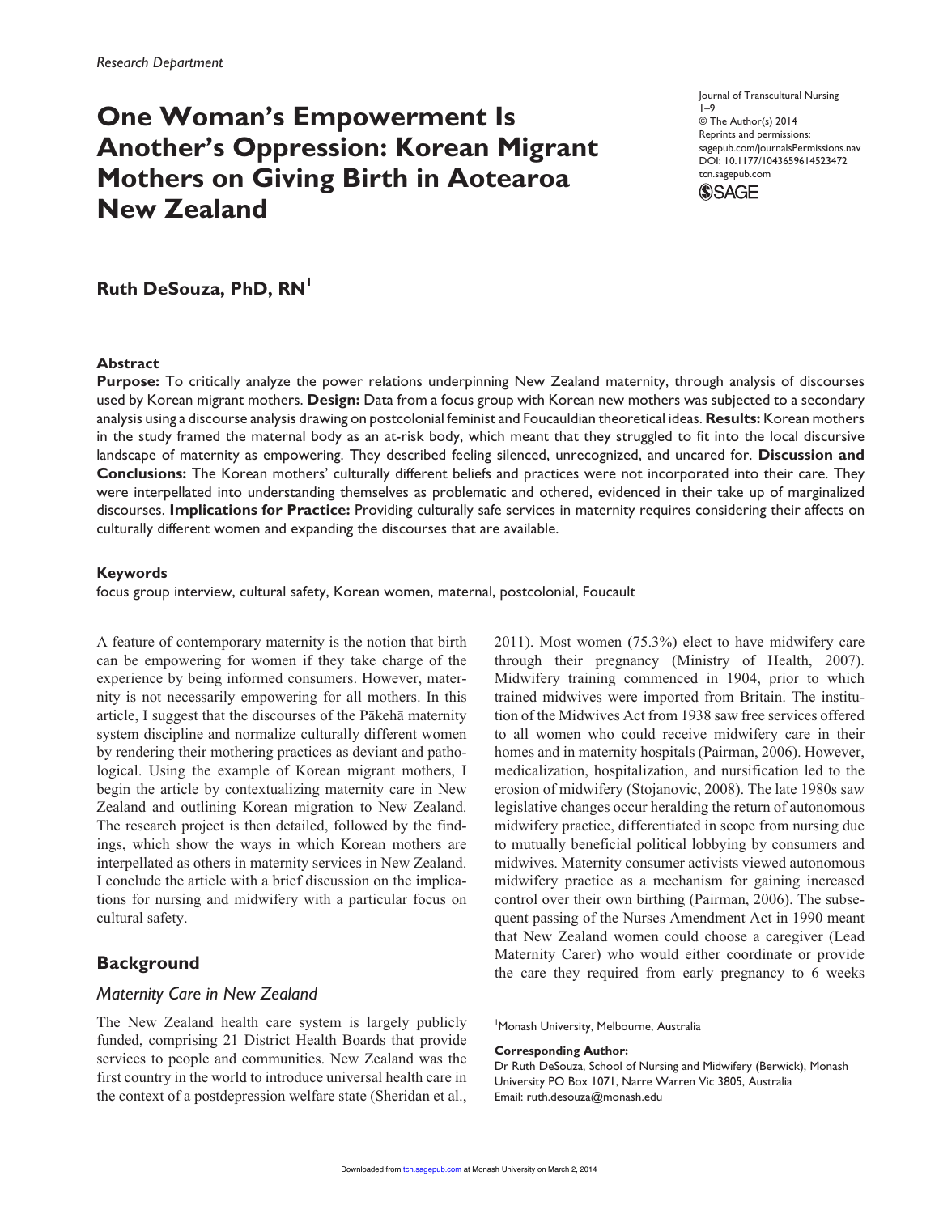# One Woman's Empowerment Is Another's Oppression: Korean Migrant Mothers on Giving Birth in Aotearoa New Zealand

Journal of Transcultural Nursing
1–9
© The Author(s) 2014
Reprints and permissions:
sagepub.com/journalsPermissions.nav
DOI: 10.1177/1043659614523472
tcn.sagepub.com

**Ruth DeSouza, PhD, RN**[1]

## Abstract

**Purpose:** To critically analyze the power relations underpinning New Zealand maternity, through analysis of discourses used by Korean migrant mothers. **Design:** Data from a focus group with Korean new mothers was subjected to a secondary analysis using a discourse analysis drawing on postcolonial feminist and Foucauldian theoretical ideas. **Results:** Korean mothers in the study framed the maternal body as an at-risk body, which meant that they struggled to fit into the local discursive landscape of maternity as empowering. They described feeling silenced, unrecognized, and uncared for. **Discussion and Conclusions:** The Korean mothers' culturally different beliefs and practices were not incorporated into their care. They were interpellated into understanding themselves as problematic and othered, evidenced in their take up of marginalized discourses. **Implications for Practice:** Providing culturally safe services in maternity requires considering their affects on culturally different women and expanding the discourses that are available.

## Keywords

focus group interview, cultural safety, Korean women, maternal, postcolonial, Foucault

A feature of contemporary maternity is the notion that birth can be empowering for women if they take charge of the experience by being informed consumers. However, maternity is not necessarily empowering for all mothers. In this article, I suggest that the discourses of the Pākehā maternity system discipline and normalize culturally different women by rendering their mothering practices as deviant and pathological. Using the example of Korean migrant mothers, I begin the article by contextualizing maternity care in New Zealand and outlining Korean migration to New Zealand. The research project is then detailed, followed by the findings, which show the ways in which Korean mothers are interpellated as others in maternity services in New Zealand. I conclude the article with a brief discussion on the implications for nursing and midwifery with a particular focus on cultural safety.

## Background

### Maternity Care in New Zealand

The New Zealand health care system is largely publicly funded, comprising 21 District Health Boards that provide services to people and communities. New Zealand was the first country in the world to introduce universal health care in the context of a postdepression welfare state (Sheridan et al., 2011). Most women (75.3%) elect to have midwifery care through their pregnancy (Ministry of Health, 2007). Midwifery training commenced in 1904, prior to which trained midwives were imported from Britain. The institution of the Midwives Act from 1938 saw free services offered to all women who could receive midwifery care in their homes and in maternity hospitals (Pairman, 2006). However, medicalization, hospitalization, and nursification led to the erosion of midwifery (Stojanovic, 2008). The late 1980s saw legislative changes occur heralding the return of autonomous midwifery practice, differentiated in scope from nursing due to mutually beneficial political lobbying by consumers and midwives. Maternity consumer activists viewed autonomous midwifery practice as a mechanism for gaining increased control over their own birthing (Pairman, 2006). The subsequent passing of the Nurses Amendment Act in 1990 meant that New Zealand women could choose a caregiver (Lead Maternity Carer) who would either coordinate or provide the care they required from early pregnancy to 6 weeks

[1]Monash University, Melbourne, Australia

**Corresponding Author:**
Dr Ruth DeSouza, School of Nursing and Midwifery (Berwick), Monash University PO Box 1071, Narre Warren Vic 3805, Australia
Email: ruth.desouza@monash.edu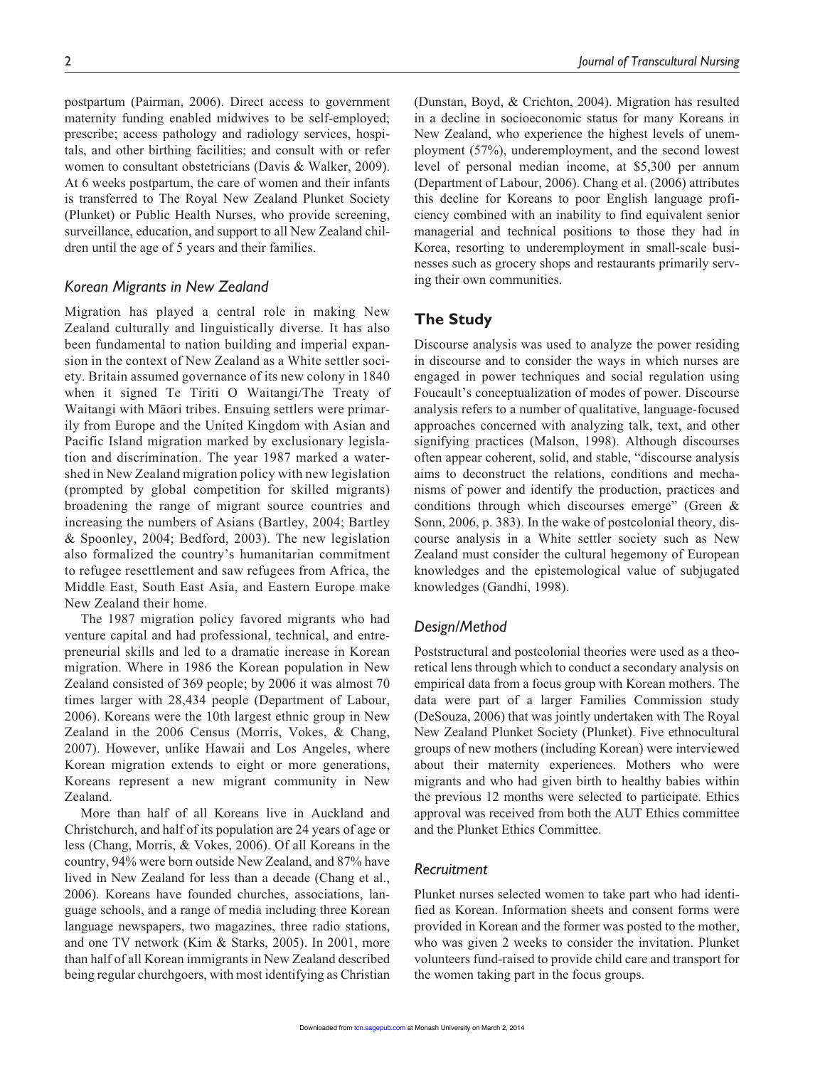postpartum (Pairman, 2006). Direct access to government maternity funding enabled midwives to be self-employed; prescribe; access pathology and radiology services, hospitals, and other birthing facilities; and consult with or refer women to consultant obstetricians (Davis & Walker, 2009). At 6 weeks postpartum, the care of women and their infants is transferred to The Royal New Zealand Plunket Society (Plunket) or Public Health Nurses, who provide screening, surveillance, education, and support to all New Zealand children until the age of 5 years and their families.

### *Korean Migrants in New Zealand*

Migration has played a central role in making New Zealand culturally and linguistically diverse. It has also been fundamental to nation building and imperial expansion in the context of New Zealand as a White settler society. Britain assumed governance of its new colony in 1840 when it signed Te Tiriti O Waitangi/The Treaty of Waitangi with Māori tribes. Ensuing settlers were primarily from Europe and the United Kingdom with Asian and Pacific Island migration marked by exclusionary legislation and discrimination. The year 1987 marked a watershed in New Zealand migration policy with new legislation (prompted by global competition for skilled migrants) broadening the range of migrant source countries and increasing the numbers of Asians (Bartley, 2004; Bartley & Spoonley, 2004; Bedford, 2003). The new legislation also formalized the country's humanitarian commitment to refugee resettlement and saw refugees from Africa, the Middle East, South East Asia, and Eastern Europe make New Zealand their home.

The 1987 migration policy favored migrants who had venture capital and had professional, technical, and entrepreneurial skills and led to a dramatic increase in Korean migration. Where in 1986 the Korean population in New Zealand consisted of 369 people; by 2006 it was almost 70 times larger with 28,434 people (Department of Labour, 2006). Koreans were the 10th largest ethnic group in New Zealand in the 2006 Census (Morris, Vokes, & Chang, 2007). However, unlike Hawaii and Los Angeles, where Korean migration extends to eight or more generations, Koreans represent a new migrant community in New Zealand.

More than half of all Koreans live in Auckland and Christchurch, and half of its population are 24 years of age or less (Chang, Morris, & Vokes, 2006). Of all Koreans in the country, 94% were born outside New Zealand, and 87% have lived in New Zealand for less than a decade (Chang et al., 2006). Koreans have founded churches, associations, language schools, and a range of media including three Korean language newspapers, two magazines, three radio stations, and one TV network (Kim & Starks, 2005). In 2001, more than half of all Korean immigrants in New Zealand described being regular churchgoers, with most identifying as Christian (Dunstan, Boyd, & Crichton, 2004). Migration has resulted in a decline in socioeconomic status for many Koreans in New Zealand, who experience the highest levels of unemployment (57%), underemployment, and the second lowest level of personal median income, at $5,300 per annum (Department of Labour, 2006). Chang et al. (2006) attributes this decline for Koreans to poor English language proficiency combined with an inability to find equivalent senior managerial and technical positions to those they had in Korea, resorting to underemployment in small-scale businesses such as grocery shops and restaurants primarily serving their own communities.

## The Study

Discourse analysis was used to analyze the power residing in discourse and to consider the ways in which nurses are engaged in power techniques and social regulation using Foucault's conceptualization of modes of power. Discourse analysis refers to a number of qualitative, language-focused approaches concerned with analyzing talk, text, and other signifying practices (Malson, 1998). Although discourses often appear coherent, solid, and stable, "discourse analysis aims to deconstruct the relations, conditions and mechanisms of power and identify the production, practices and conditions through which discourses emerge" (Green & Sonn, 2006, p. 383). In the wake of postcolonial theory, discourse analysis in a White settler society such as New Zealand must consider the cultural hegemony of European knowledges and the epistemological value of subjugated knowledges (Gandhi, 1998).

### *Design/Method*

Poststructural and postcolonial theories were used as a theoretical lens through which to conduct a secondary analysis on empirical data from a focus group with Korean mothers. The data were part of a larger Families Commission study (DeSouza, 2006) that was jointly undertaken with The Royal New Zealand Plunket Society (Plunket). Five ethnocultural groups of new mothers (including Korean) were interviewed about their maternity experiences. Mothers who were migrants and who had given birth to healthy babies within the previous 12 months were selected to participate. Ethics approval was received from both the AUT Ethics committee and the Plunket Ethics Committee.

### *Recruitment*

Plunket nurses selected women to take part who had identified as Korean. Information sheets and consent forms were provided in Korean and the former was posted to the mother, who was given 2 weeks to consider the invitation. Plunket volunteers fund-raised to provide child care and transport for the women taking part in the focus groups.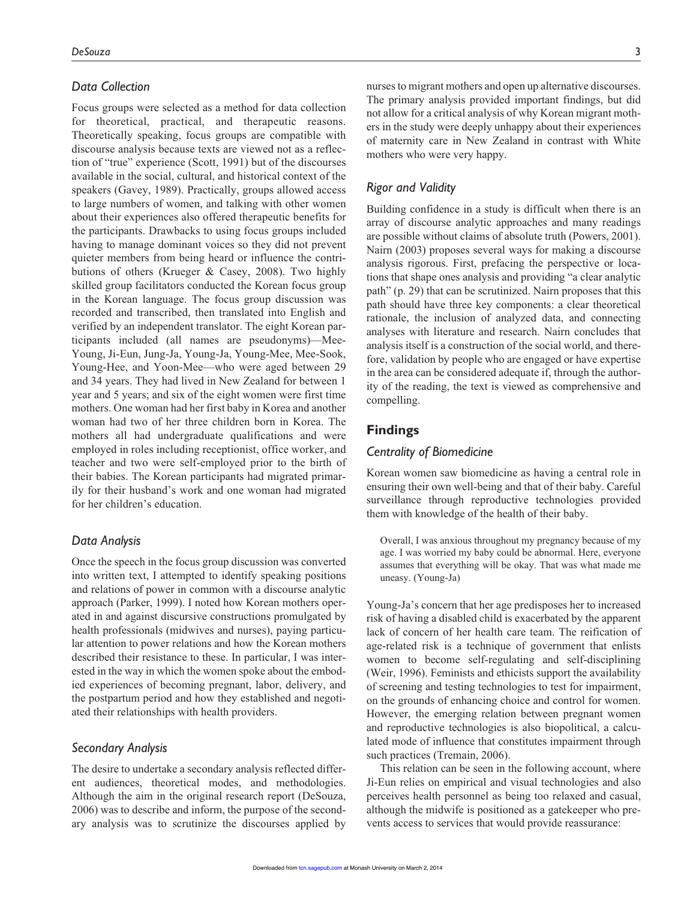### Data Collection

Focus groups were selected as a method for data collection for theoretical, practical, and therapeutic reasons. Theoretically speaking, focus groups are compatible with discourse analysis because texts are viewed not as a reflection of "true" experience (Scott, 1991) but of the discourses available in the social, cultural, and historical context of the speakers (Gavey, 1989). Practically, groups allowed access to large numbers of women, and talking with other women about their experiences also offered therapeutic benefits for the participants. Drawbacks to using focus groups included having to manage dominant voices so they did not prevent quieter members from being heard or influence the contributions of others (Krueger & Casey, 2008). Two highly skilled group facilitators conducted the Korean focus group in the Korean language. The focus group discussion was recorded and transcribed, then translated into English and verified by an independent translator. The eight Korean participants included (all names are pseudonyms)—Mee-Young, Ji-Eun, Jung-Ja, Young-Ja, Young-Mee, Mee-Sook, Young-Hee, and Yoon-Mee—who were aged between 29 and 34 years. They had lived in New Zealand for between 1 year and 5 years; and six of the eight women were first time mothers. One woman had her first baby in Korea and another woman had two of her three children born in Korea. The mothers all had undergraduate qualifications and were employed in roles including receptionist, office worker, and teacher and two were self-employed prior to the birth of their babies. The Korean participants had migrated primarily for their husband's work and one woman had migrated for her children's education.

### Data Analysis

Once the speech in the focus group discussion was converted into written text, I attempted to identify speaking positions and relations of power in common with a discourse analytic approach (Parker, 1999). I noted how Korean mothers operated in and against discursive constructions promulgated by health professionals (midwives and nurses), paying particular attention to power relations and how the Korean mothers described their resistance to these. In particular, I was interested in the way in which the women spoke about the embodied experiences of becoming pregnant, labor, delivery, and the postpartum period and how they established and negotiated their relationships with health providers.

### Secondary Analysis

The desire to undertake a secondary analysis reflected different audiences, theoretical modes, and methodologies. Although the aim in the original research report (DeSouza, 2006) was to describe and inform, the purpose of the secondary analysis was to scrutinize the discourses applied by nurses to migrant mothers and open up alternative discourses. The primary analysis provided important findings, but did not allow for a critical analysis of why Korean migrant mothers in the study were deeply unhappy about their experiences of maternity care in New Zealand in contrast with White mothers who were very happy.

### Rigor and Validity

Building confidence in a study is difficult when there is an array of discourse analytic approaches and many readings are possible without claims of absolute truth (Powers, 2001). Nairn (2003) proposes several ways for making a discourse analysis rigorous. First, prefacing the perspective or locations that shape ones analysis and providing "a clear analytic path" (p. 29) that can be scrutinized. Nairn proposes that this path should have three key components: a clear theoretical rationale, the inclusion of analyzed data, and connecting analyses with literature and research. Nairn concludes that analysis itself is a construction of the social world, and therefore, validation by people who are engaged or have expertise in the area can be considered adequate if, through the authority of the reading, the text is viewed as comprehensive and compelling.

## Findings

### Centrality of Biomedicine

Korean women saw biomedicine as having a central role in ensuring their own well-being and that of their baby. Careful surveillance through reproductive technologies provided them with knowledge of the health of their baby.

> Overall, I was anxious throughout my pregnancy because of my age. I was worried my baby could be abnormal. Here, everyone assumes that everything will be okay. That was what made me uneasy. (Young-Ja)

Young-Ja's concern that her age predisposes her to increased risk of having a disabled child is exacerbated by the apparent lack of concern of her health care team. The reification of age-related risk is a technique of government that enlists women to become self-regulating and self-disciplining (Weir, 1996). Feminists and ethicists support the availability of screening and testing technologies to test for impairment, on the grounds of enhancing choice and control for women. However, the emerging relation between pregnant women and reproductive technologies is also biopolitical, a calculated mode of influence that constitutes impairment through such practices (Tremain, 2006).

This relation can be seen in the following account, where Ji-Eun relies on empirical and visual technologies and also perceives health personnel as being too relaxed and casual, although the midwife is positioned as a gatekeeper who prevents access to services that would provide reassurance: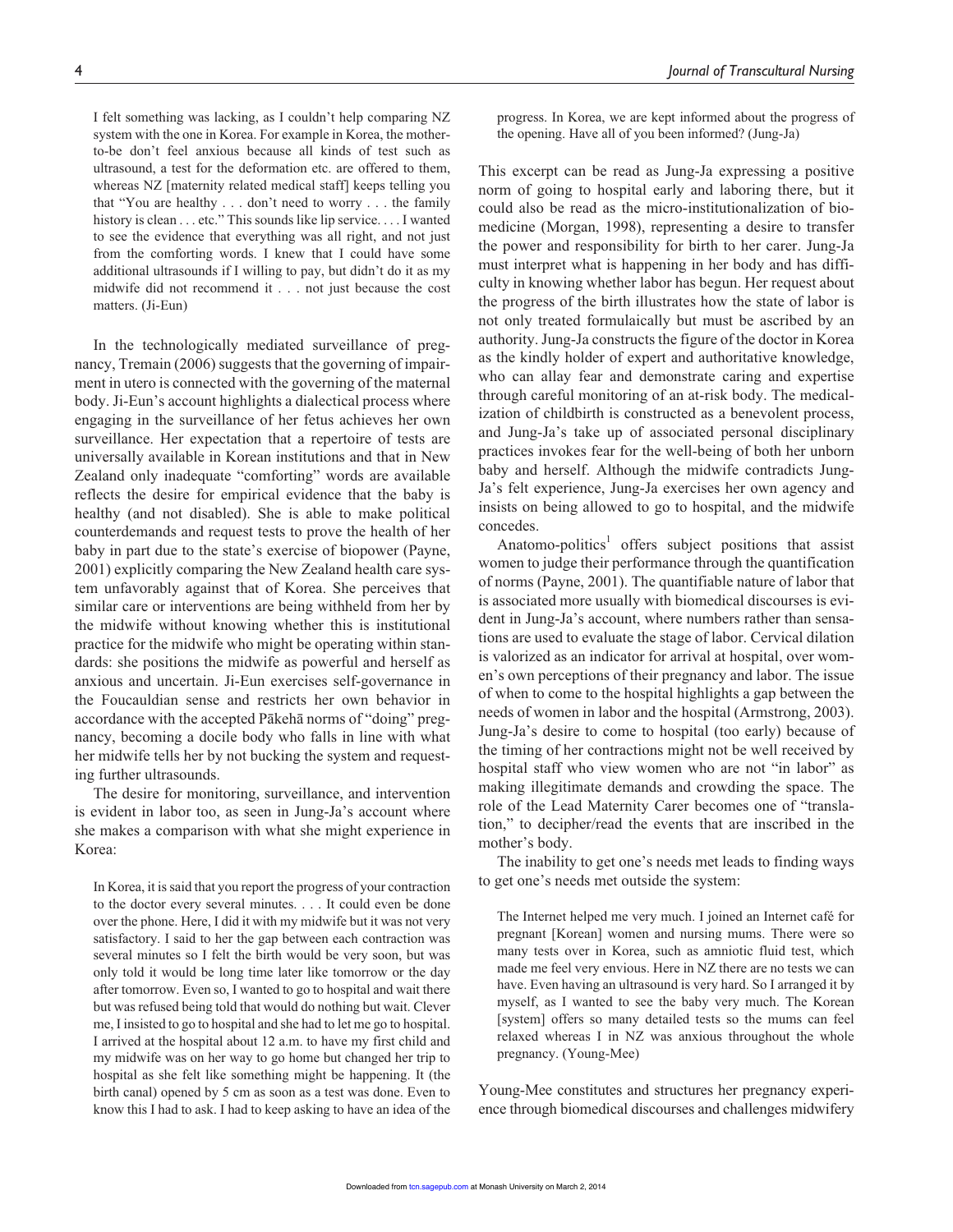> I felt something was lacking, as I couldn't help comparing NZ system with the one in Korea. For example in Korea, the mother-to-be don't feel anxious because all kinds of test such as ultrasound, a test for the deformation etc. are offered to them, whereas NZ [maternity related medical staff] keeps telling you that "You are healthy . . . don't need to worry . . . the family history is clean . . . etc." This sounds like lip service. . . . I wanted to see the evidence that everything was all right, and not just from the comforting words. I knew that I could have some additional ultrasounds if I willing to pay, but didn't do it as my midwife did not recommend it . . . not just because the cost matters. (Ji-Eun)

In the technologically mediated surveillance of pregnancy, Tremain (2006) suggests that the governing of impairment in utero is connected with the governing of the maternal body. Ji-Eun's account highlights a dialectical process where engaging in the surveillance of her fetus achieves her own surveillance. Her expectation that a repertoire of tests are universally available in Korean institutions and that in New Zealand only inadequate "comforting" words are available reflects the desire for empirical evidence that the baby is healthy (and not disabled). She is able to make political counterdemands and request tests to prove the health of her baby in part due to the state's exercise of biopower (Payne, 2001) explicitly comparing the New Zealand health care system unfavorably against that of Korea. She perceives that similar care or interventions are being withheld from her by the midwife without knowing whether this is institutional practice for the midwife who might be operating within standards: she positions the midwife as powerful and herself as anxious and uncertain. Ji-Eun exercises self-governance in the Foucauldian sense and restricts her own behavior in accordance with the accepted Pākehā norms of "doing" pregnancy, becoming a docile body who falls in line with what her midwife tells her by not bucking the system and requesting further ultrasounds.

The desire for monitoring, surveillance, and intervention is evident in labor too, as seen in Jung-Ja's account where she makes a comparison with what she might experience in Korea:

> In Korea, it is said that you report the progress of your contraction to the doctor every several minutes. . . . It could even be done over the phone. Here, I did it with my midwife but it was not very satisfactory. I said to her the gap between each contraction was several minutes so I felt the birth would be very soon, but was only told it would be long time later like tomorrow or the day after tomorrow. Even so, I wanted to go to hospital and wait there but was refused being told that would do nothing but wait. Clever me, I insisted to go to hospital and she had to let me go to hospital. I arrived at the hospital about 12 a.m. to have my first child and my midwife was on her way to go home but changed her trip to hospital as she felt like something might be happening. It (the birth canal) opened by 5 cm as soon as a test was done. Even to know this I had to ask. I had to keep asking to have an idea of the progress. In Korea, we are kept informed about the progress of the opening. Have all of you been informed? (Jung-Ja)

This excerpt can be read as Jung-Ja expressing a positive norm of going to hospital early and laboring there, but it could also be read as the micro-institutionalization of biomedicine (Morgan, 1998), representing a desire to transfer the power and responsibility for birth to her carer. Jung-Ja must interpret what is happening in her body and has difficulty in knowing whether labor has begun. Her request about the progress of the birth illustrates how the state of labor is not only treated formulaically but must be ascribed by an authority. Jung-Ja constructs the figure of the doctor in Korea as the kindly holder of expert and authoritative knowledge, who can allay fear and demonstrate caring and expertise through careful monitoring of an at-risk body. The medicalization of childbirth is constructed as a benevolent process, and Jung-Ja's take up of associated personal disciplinary practices invokes fear for the well-being of both her unborn baby and herself. Although the midwife contradicts Jung-Ja's felt experience, Jung-Ja exercises her own agency and insists on being allowed to go to hospital, and the midwife concedes.

Anatomo-politics[1] offers subject positions that assist women to judge their performance through the quantification of norms (Payne, 2001). The quantifiable nature of labor that is associated more usually with biomedical discourses is evident in Jung-Ja's account, where numbers rather than sensations are used to evaluate the stage of labor. Cervical dilation is valorized as an indicator for arrival at hospital, over women's own perceptions of their pregnancy and labor. The issue of when to come to the hospital highlights a gap between the needs of women in labor and the hospital (Armstrong, 2003). Jung-Ja's desire to come to hospital (too early) because of the timing of her contractions might not be well received by hospital staff who view women who are not "in labor" as making illegitimate demands and crowding the space. The role of the Lead Maternity Carer becomes one of "translation," to decipher/read the events that are inscribed in the mother's body.

The inability to get one's needs met leads to finding ways to get one's needs met outside the system:

> The Internet helped me very much. I joined an Internet café for pregnant [Korean] women and nursing mums. There were so many tests over in Korea, such as amniotic fluid test, which made me feel very envious. Here in NZ there are no tests we can have. Even having an ultrasound is very hard. So I arranged it by myself, as I wanted to see the baby very much. The Korean [system] offers so many detailed tests so the mums can feel relaxed whereas I in NZ was anxious throughout the whole pregnancy. (Young-Mee)

Young-Mee constitutes and structures her pregnancy experience through biomedical discourses and challenges midwifery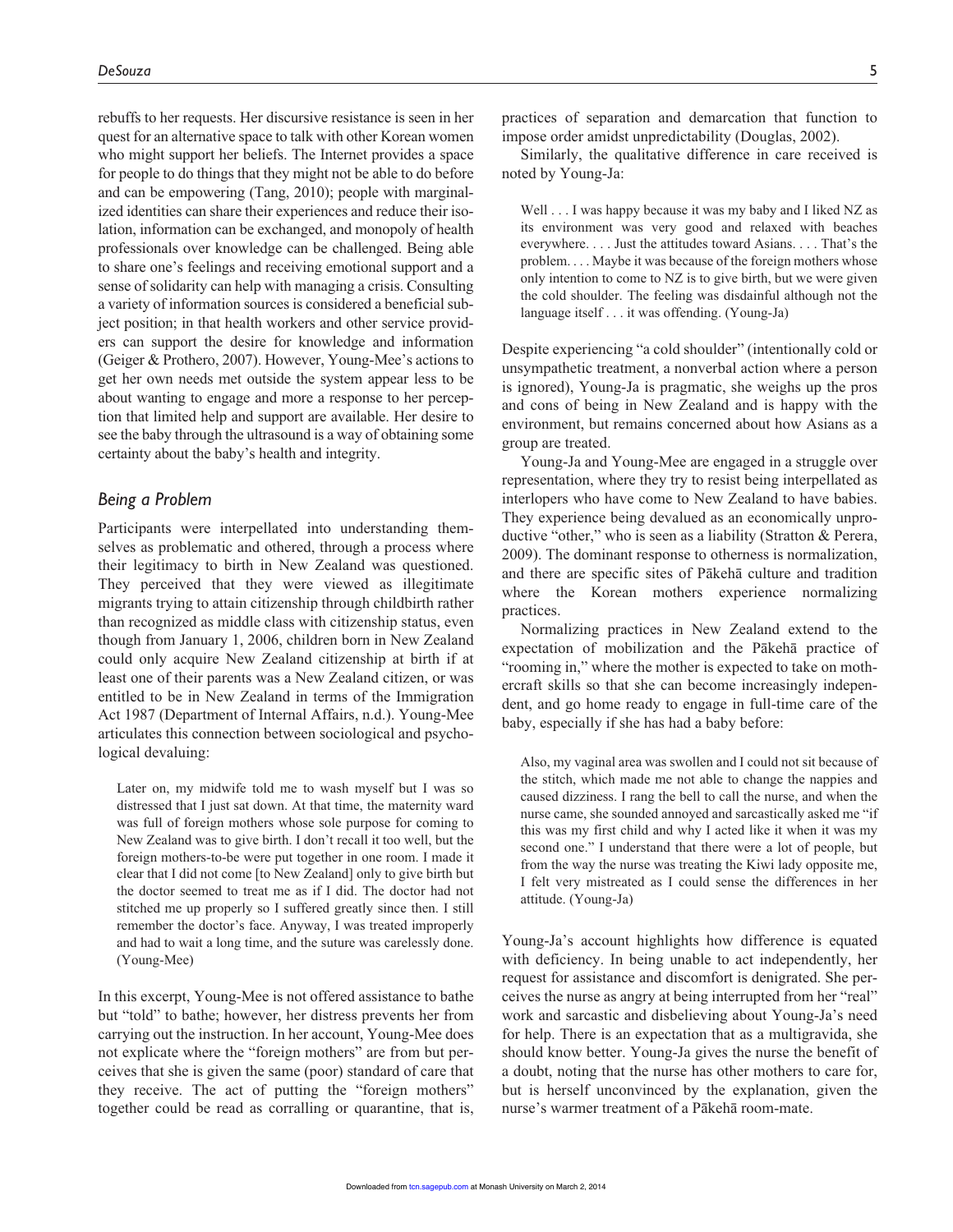rebuffs to her requests. Her discursive resistance is seen in her quest for an alternative space to talk with other Korean women who might support her beliefs. The Internet provides a space for people to do things that they might not be able to do before and can be empowering (Tang, 2010); people with marginalized identities can share their experiences and reduce their isolation, information can be exchanged, and monopoly of health professionals over knowledge can be challenged. Being able to share one's feelings and receiving emotional support and a sense of solidarity can help with managing a crisis. Consulting a variety of information sources is considered a beneficial subject position; in that health workers and other service providers can support the desire for knowledge and information (Geiger & Prothero, 2007). However, Young-Mee's actions to get her own needs met outside the system appear less to be about wanting to engage and more a response to her perception that limited help and support are available. Her desire to see the baby through the ultrasound is a way of obtaining some certainty about the baby's health and integrity.

### *Being a Problem*

Participants were interpellated into understanding themselves as problematic and othered, through a process where their legitimacy to birth in New Zealand was questioned. They perceived that they were viewed as illegitimate migrants trying to attain citizenship through childbirth rather than recognized as middle class with citizenship status, even though from January 1, 2006, children born in New Zealand could only acquire New Zealand citizenship at birth if at least one of their parents was a New Zealand citizen, or was entitled to be in New Zealand in terms of the Immigration Act 1987 (Department of Internal Affairs, n.d.). Young-Mee articulates this connection between sociological and psychological devaluing:

> Later on, my midwife told me to wash myself but I was so distressed that I just sat down. At that time, the maternity ward was full of foreign mothers whose sole purpose for coming to New Zealand was to give birth. I don't recall it too well, but the foreign mothers-to-be were put together in one room. I made it clear that I did not come [to New Zealand] only to give birth but the doctor seemed to treat me as if I did. The doctor had not stitched me up properly so I suffered greatly since then. I still remember the doctor's face. Anyway, I was treated improperly and had to wait a long time, and the suture was carelessly done. (Young-Mee)

In this excerpt, Young-Mee is not offered assistance to bathe but "told" to bathe; however, her distress prevents her from carrying out the instruction. In her account, Young-Mee does not explicate where the "foreign mothers" are from but perceives that she is given the same (poor) standard of care that they receive. The act of putting the "foreign mothers" together could be read as corralling or quarantine, that is, practices of separation and demarcation that function to impose order amidst unpredictability (Douglas, 2002).

Similarly, the qualitative difference in care received is noted by Young-Ja:

> Well . . . I was happy because it was my baby and I liked NZ as its environment was very good and relaxed with beaches everywhere. . . . Just the attitudes toward Asians. . . . That's the problem. . . . Maybe it was because of the foreign mothers whose only intention to come to NZ is to give birth, but we were given the cold shoulder. The feeling was disdainful although not the language itself . . . it was offending. (Young-Ja)

Despite experiencing "a cold shoulder" (intentionally cold or unsympathetic treatment, a nonverbal action where a person is ignored), Young-Ja is pragmatic, she weighs up the pros and cons of being in New Zealand and is happy with the environment, but remains concerned about how Asians as a group are treated.

Young-Ja and Young-Mee are engaged in a struggle over representation, where they try to resist being interpellated as interlopers who have come to New Zealand to have babies. They experience being devalued as an economically unproductive "other," who is seen as a liability (Stratton & Perera, 2009). The dominant response to otherness is normalization, and there are specific sites of Pākehā culture and tradition where the Korean mothers experience normalizing practices.

Normalizing practices in New Zealand extend to the expectation of mobilization and the Pākehā practice of "rooming in," where the mother is expected to take on mothercraft skills so that she can become increasingly independent, and go home ready to engage in full-time care of the baby, especially if she has had a baby before:

> Also, my vaginal area was swollen and I could not sit because of the stitch, which made me not able to change the nappies and caused dizziness. I rang the bell to call the nurse, and when the nurse came, she sounded annoyed and sarcastically asked me "if this was my first child and why I acted like it when it was my second one." I understand that there were a lot of people, but from the way the nurse was treating the Kiwi lady opposite me, I felt very mistreated as I could sense the differences in her attitude. (Young-Ja)

Young-Ja's account highlights how difference is equated with deficiency. In being unable to act independently, her request for assistance and discomfort is denigrated. She perceives the nurse as angry at being interrupted from her "real" work and sarcastic and disbelieving about Young-Ja's need for help. There is an expectation that as a multigravida, she should know better. Young-Ja gives the nurse the benefit of a doubt, noting that the nurse has other mothers to care for, but is herself unconvinced by the explanation, given the nurse's warmer treatment of a Pākehā room-mate.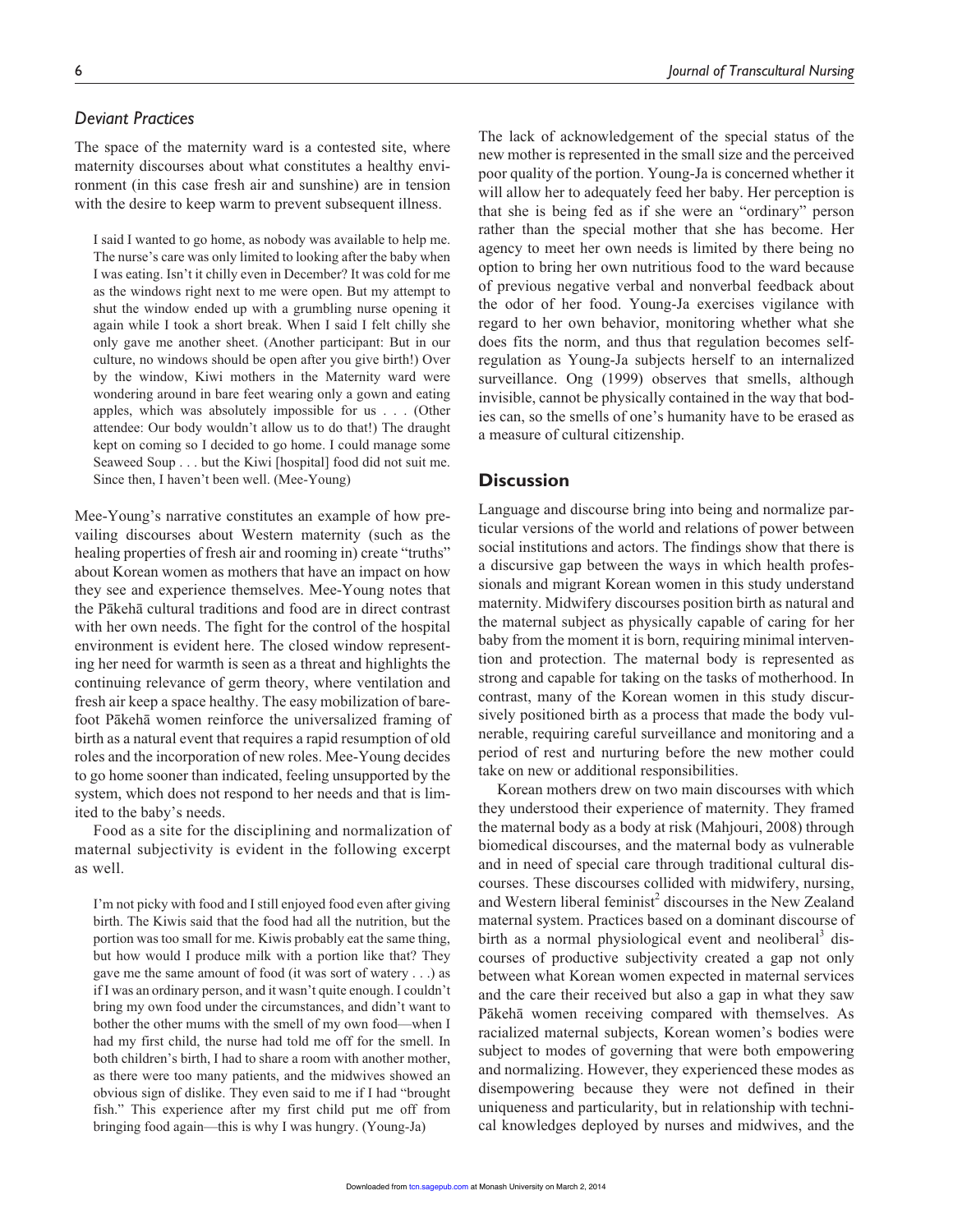### *Deviant Practices*

The space of the maternity ward is a contested site, where maternity discourses about what constitutes a healthy environment (in this case fresh air and sunshine) are in tension with the desire to keep warm to prevent subsequent illness.

> I said I wanted to go home, as nobody was available to help me. The nurse's care was only limited to looking after the baby when I was eating. Isn't it chilly even in December? It was cold for me as the windows right next to me were open. But my attempt to shut the window ended up with a grumbling nurse opening it again while I took a short break. When I said I felt chilly she only gave me another sheet. (Another participant: But in our culture, no windows should be open after you give birth!) Over by the window, Kiwi mothers in the Maternity ward were wondering around in bare feet wearing only a gown and eating apples, which was absolutely impossible for us . . . (Other attendee: Our body wouldn't allow us to do that!) The draught kept on coming so I decided to go home. I could manage some Seaweed Soup . . . but the Kiwi [hospital] food did not suit me. Since then, I haven't been well. (Mee-Young)

Mee-Young's narrative constitutes an example of how prevailing discourses about Western maternity (such as the healing properties of fresh air and rooming in) create "truths" about Korean women as mothers that have an impact on how they see and experience themselves. Mee-Young notes that the Pākehā cultural traditions and food are in direct contrast with her own needs. The fight for the control of the hospital environment is evident here. The closed window representing her need for warmth is seen as a threat and highlights the continuing relevance of germ theory, where ventilation and fresh air keep a space healthy. The easy mobilization of barefoot Pākehā women reinforce the universalized framing of birth as a natural event that requires a rapid resumption of old roles and the incorporation of new roles. Mee-Young decides to go home sooner than indicated, feeling unsupported by the system, which does not respond to her needs and that is limited to the baby's needs.

Food as a site for the disciplining and normalization of maternal subjectivity is evident in the following excerpt as well.

> I'm not picky with food and I still enjoyed food even after giving birth. The Kiwis said that the food had all the nutrition, but the portion was too small for me. Kiwis probably eat the same thing, but how would I produce milk with a portion like that? They gave me the same amount of food (it was sort of watery . . .) as if I was an ordinary person, and it wasn't quite enough. I couldn't bring my own food under the circumstances, and didn't want to bother the other mums with the smell of my own food—when I had my first child, the nurse had told me off for the smell. In both children's birth, I had to share a room with another mother, as there were too many patients, and the midwives showed an obvious sign of dislike. They even said to me if I had "brought fish." This experience after my first child put me off from bringing food again—this is why I was hungry. (Young-Ja)

The lack of acknowledgement of the special status of the new mother is represented in the small size and the perceived poor quality of the portion. Young-Ja is concerned whether it will allow her to adequately feed her baby. Her perception is that she is being fed as if she were an "ordinary" person rather than the special mother that she has become. Her agency to meet her own needs is limited by there being no option to bring her own nutritious food to the ward because of previous negative verbal and nonverbal feedback about the odor of her food. Young-Ja exercises vigilance with regard to her own behavior, monitoring whether what she does fits the norm, and thus that regulation becomes self-regulation as Young-Ja subjects herself to an internalized surveillance. Ong (1999) observes that smells, although invisible, cannot be physically contained in the way that bodies can, so the smells of one's humanity have to be erased as a measure of cultural citizenship.

## Discussion

Language and discourse bring into being and normalize particular versions of the world and relations of power between social institutions and actors. The findings show that there is a discursive gap between the ways in which health professionals and migrant Korean women in this study understand maternity. Midwifery discourses position birth as natural and the maternal subject as physically capable of caring for her baby from the moment it is born, requiring minimal intervention and protection. The maternal body is represented as strong and capable for taking on the tasks of motherhood. In contrast, many of the Korean women in this study discursively positioned birth as a process that made the body vulnerable, requiring careful surveillance and monitoring and a period of rest and nurturing before the new mother could take on new or additional responsibilities.

Korean mothers drew on two main discourses with which they understood their experience of maternity. They framed the maternal body as a body at risk (Mahjouri, 2008) through biomedical discourses, and the maternal body as vulnerable and in need of special care through traditional cultural discourses. These discourses collided with midwifery, nursing, and Western liberal feminist[2] discourses in the New Zealand maternal system. Practices based on a dominant discourse of birth as a normal physiological event and neoliberal[3] discourses of productive subjectivity created a gap not only between what Korean women expected in maternal services and the care their received but also a gap in what they saw Pākehā women receiving compared with themselves. As racialized maternal subjects, Korean women's bodies were subject to modes of governing that were both empowering and normalizing. However, they experienced these modes as disempowering because they were not defined in their uniqueness and particularity, but in relationship with technical knowledges deployed by nurses and midwives, and the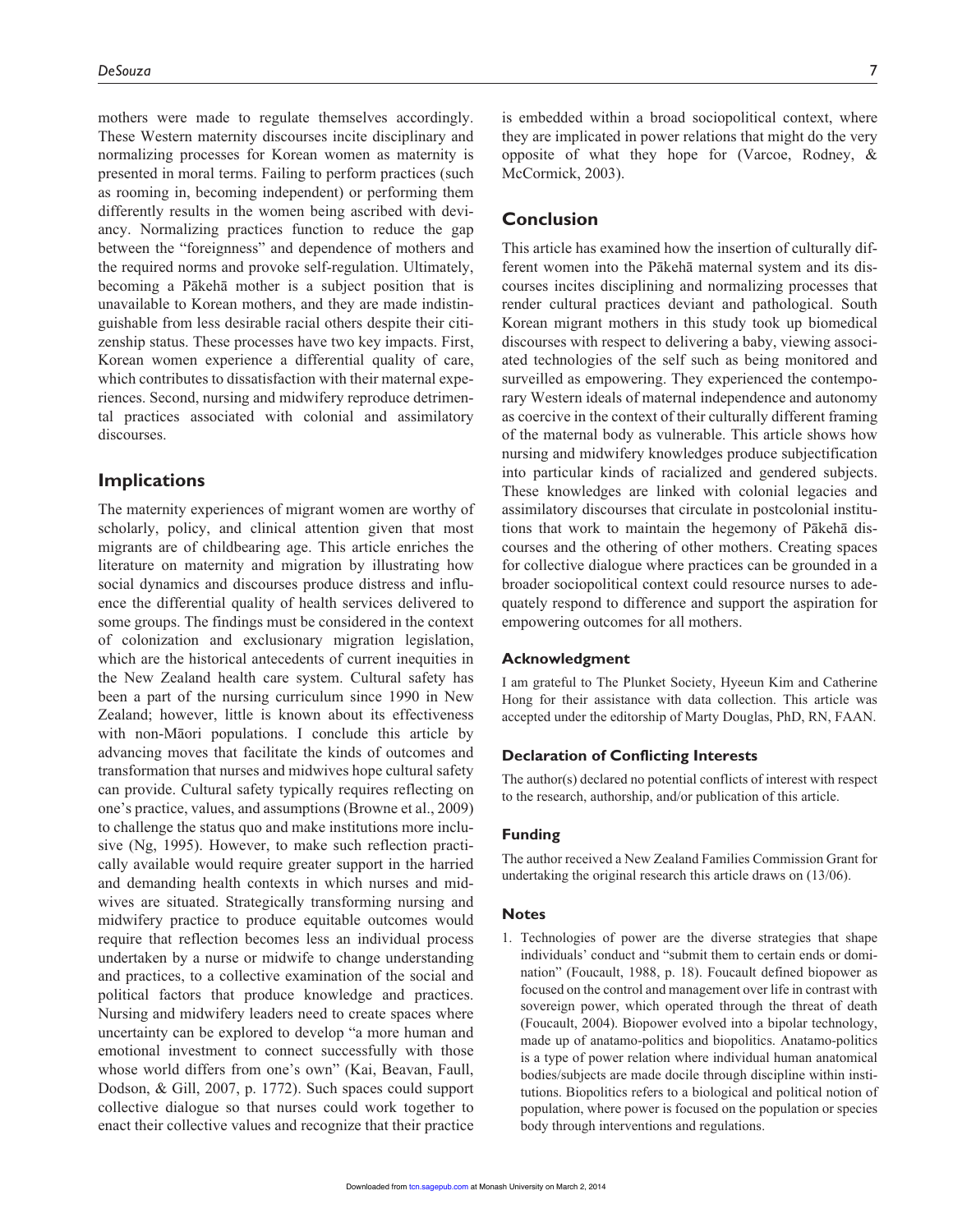mothers were made to regulate themselves accordingly. These Western maternity discourses incite disciplinary and normalizing processes for Korean women as maternity is presented in moral terms. Failing to perform practices (such as rooming in, becoming independent) or performing them differently results in the women being ascribed with deviancy. Normalizing practices function to reduce the gap between the "foreignness" and dependence of mothers and the required norms and provoke self-regulation. Ultimately, becoming a Pākehā mother is a subject position that is unavailable to Korean mothers, and they are made indistinguishable from less desirable racial others despite their citizenship status. These processes have two key impacts. First, Korean women experience a differential quality of care, which contributes to dissatisfaction with their maternal experiences. Second, nursing and midwifery reproduce detrimental practices associated with colonial and assimilatory discourses.

## Implications

The maternity experiences of migrant women are worthy of scholarly, policy, and clinical attention given that most migrants are of childbearing age. This article enriches the literature on maternity and migration by illustrating how social dynamics and discourses produce distress and influence the differential quality of health services delivered to some groups. The findings must be considered in the context of colonization and exclusionary migration legislation, which are the historical antecedents of current inequities in the New Zealand health care system. Cultural safety has been a part of the nursing curriculum since 1990 in New Zealand; however, little is known about its effectiveness with non-Māori populations. I conclude this article by advancing moves that facilitate the kinds of outcomes and transformation that nurses and midwives hope cultural safety can provide. Cultural safety typically requires reflecting on one's practice, values, and assumptions (Browne et al., 2009) to challenge the status quo and make institutions more inclusive (Ng, 1995). However, to make such reflection practically available would require greater support in the harried and demanding health contexts in which nurses and midwives are situated. Strategically transforming nursing and midwifery practice to produce equitable outcomes would require that reflection becomes less an individual process undertaken by a nurse or midwife to change understanding and practices, to a collective examination of the social and political factors that produce knowledge and practices. Nursing and midwifery leaders need to create spaces where uncertainty can be explored to develop "a more human and emotional investment to connect successfully with those whose world differs from one's own" (Kai, Beavan, Faull, Dodson, & Gill, 2007, p. 1772). Such spaces could support collective dialogue so that nurses could work together to enact their collective values and recognize that their practice is embedded within a broad sociopolitical context, where they are implicated in power relations that might do the very opposite of what they hope for (Varcoe, Rodney, & McCormick, 2003).

## Conclusion

This article has examined how the insertion of culturally different women into the Pākehā maternal system and its discourses incites disciplining and normalizing processes that render cultural practices deviant and pathological. South Korean migrant mothers in this study took up biomedical discourses with respect to delivering a baby, viewing associated technologies of the self such as being monitored and surveilled as empowering. They experienced the contemporary Western ideals of maternal independence and autonomy as coercive in the context of their culturally different framing of the maternal body as vulnerable. This article shows how nursing and midwifery knowledges produce subjectification into particular kinds of racialized and gendered subjects. These knowledges are linked with colonial legacies and assimilatory discourses that circulate in postcolonial institutions that work to maintain the hegemony of Pākehā discourses and the othering of other mothers. Creating spaces for collective dialogue where practices can be grounded in a broader sociopolitical context could resource nurses to adequately respond to difference and support the aspiration for empowering outcomes for all mothers.

### Acknowledgment

I am grateful to The Plunket Society, Hyeeun Kim and Catherine Hong for their assistance with data collection. This article was accepted under the editorship of Marty Douglas, PhD, RN, FAAN.

### Declaration of Conflicting Interests

The author(s) declared no potential conflicts of interest with respect to the research, authorship, and/or publication of this article.

### Funding

The author received a New Zealand Families Commission Grant for undertaking the original research this article draws on (13/06).

### Notes

1. Technologies of power are the diverse strategies that shape individuals' conduct and "submit them to certain ends or domination" (Foucault, 1988, p. 18). Foucault defined biopower as focused on the control and management over life in contrast with sovereign power, which operated through the threat of death (Foucault, 2004). Biopower evolved into a bipolar technology, made up of anatamo-politics and biopolitics. Anatamo-politics is a type of power relation where individual human anatomical bodies/subjects are made docile through discipline within institutions. Biopolitics refers to a biological and political notion of population, where power is focused on the population or species body through interventions and regulations.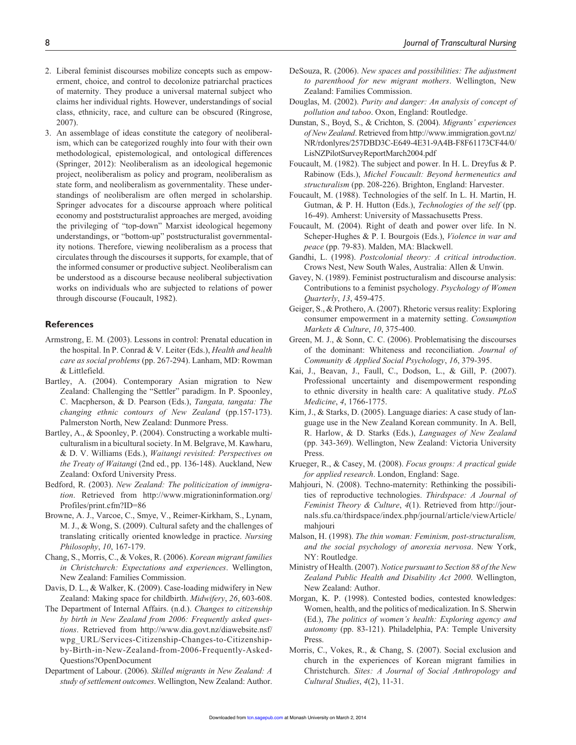2. Liberal feminist discourses mobilize concepts such as empowerment, choice, and control to decolonize patriarchal practices of maternity. They produce a universal maternal subject who claims her individual rights. However, understandings of social class, ethnicity, race, and culture can be obscured (Ringrose, 2007).
3. An assemblage of ideas constitute the category of neoliberalism, which can be categorized roughly into four with their own methodological, epistemological, and ontological differences (Springer, 2012): Neoliberalism as an ideological hegemonic project, neoliberalism as policy and program, neoliberalism as state form, and neoliberalism as governmentality. These understandings of neoliberalism are often merged in scholarship. Springer advocates for a discourse approach where political economy and poststructuralist approaches are merged, avoiding the privileging of "top-down" Marxist ideological hegemony understandings, or "bottom-up" poststructuralist governmentality notions. Therefore, viewing neoliberalism as a process that circulates through the discourses it supports, for example, that of the informed consumer or productive subject. Neoliberalism can be understood as a discourse because neoliberal subjectivation works on individuals who are subjected to relations of power through discourse (Foucault, 1982).

## References

Armstrong, E. M. (2003). Lessons in control: Prenatal education in the hospital. In P. Conrad & V. Leiter (Eds.), *Health and health care as social problems* (pp. 267-294). Lanham, MD: Rowman & Littlefield.

Bartley, A. (2004). Contemporary Asian migration to New Zealand: Challenging the "Settler" paradigm. In P. Spoonley, C. Macpherson, & D. Pearson (Eds.), *Tangata, tangata: The changing ethnic contours of New Zealand* (pp.157-173). Palmerston North, New Zealand: Dunmore Press.

Bartley, A., & Spoonley, P. (2004). Constructing a workable multiculturalism in a bicultural society. In M. Belgrave, M. Kawharu, & D. V. Williams (Eds.), *Waitangi revisited: Perspectives on the Treaty of Waitangi* (2nd ed., pp. 136-148). Auckland, New Zealand: Oxford University Press.

Bedford, R. (2003). *New Zealand: The politicization of immigration*. Retrieved from http://www.migrationinformation.org/Profiles/print.cfm?ID=86

Browne, A. J., Varcoe, C., Smye, V., Reimer-Kirkham, S., Lynam, M. J., & Wong, S. (2009). Cultural safety and the challenges of translating critically oriented knowledge in practice. *Nursing Philosophy*, *10*, 167-179.

Chang, S., Morris, C., & Vokes, R. (2006). *Korean migrant families in Christchurch: Expectations and experiences*. Wellington, New Zealand: Families Commission.

Davis, D. L., & Walker, K. (2009). Case-loading midwifery in New Zealand: Making space for childbirth. *Midwifery*, *26*, 603-608.

The Department of Internal Affairs. (n.d.). *Changes to citizenship by birth in New Zealand from 2006: Frequently asked questions*. Retrieved from http://www.dia.govt.nz/diawebsite.nsf/wpg_URL/Services-Citizenship-Changes-to-Citizenship-by-Birth-in-New-Zealand-from-2006-Frequently-Asked-Questions?OpenDocument

Department of Labour. (2006). *Skilled migrants in New Zealand: A study of settlement outcomes*. Wellington, New Zealand: Author.

DeSouza, R. (2006). *New spaces and possibilities: The adjustment to parenthood for new migrant mothers*. Wellington, New Zealand: Families Commission.

Douglas, M. (2002). *Purity and danger: An analysis of concept of pollution and taboo*. Oxon, England: Routledge.

Dunstan, S., Boyd, S., & Crichton, S. (2004). *Migrants' experiences of New Zealand*. Retrieved from http://www.immigration.govt.nz/NR/rdonlyres/257DBD3C-E649-4E31-9A4B-F8F61173CF44/0/LisNZPilotSurveyReportMarch2004.pdf

Foucault, M. (1982). The subject and power. In H. L. Dreyfus & P. Rabinow (Eds.), *Michel Foucault: Beyond hermeneutics and structuralism* (pp. 208-226). Brighton, England: Harvester.

Foucault, M. (1988). Technologies of the self. In L. H. Martin, H. Gutman, & P. H. Hutton (Eds.), *Technologies of the self* (pp. 16-49). Amherst: University of Massachusetts Press.

Foucault, M. (2004). Right of death and power over life. In N. Scheper-Hughes & P. I. Bourgois (Eds.), *Violence in war and peace* (pp. 79-83). Malden, MA: Blackwell.

Gandhi, L. (1998). *Postcolonial theory: A critical introduction*. Crows Nest, New South Wales, Australia: Allen & Unwin.

Gavey, N. (1989). Feminist postructuralism and discourse analysis: Contributions to a feminist psychology. *Psychology of Women Quarterly*, *13*, 459-475.

Geiger, S., & Prothero, A. (2007). Rhetoric versus reality: Exploring consumer empowerment in a maternity setting. *Consumption Markets & Culture*, *10*, 375-400.

Green, M. J., & Sonn, C. C. (2006). Problematising the discourses of the dominant: Whiteness and reconciliation. *Journal of Community & Applied Social Psychology*, *16*, 379-395.

Kai, J., Beavan, J., Faull, C., Dodson, L., & Gill, P. (2007). Professional uncertainty and disempowerment responding to ethnic diversity in health care: A qualitative study. *PLoS Medicine*, *4*, 1766-1775.

Kim, J., & Starks, D. (2005). Language diaries: A case study of language use in the New Zealand Korean community. In A. Bell, R. Harlow, & D. Starks (Eds.), *Languages of New Zealand* (pp. 343-369). Wellington, New Zealand: Victoria University Press.

Krueger, R., & Casey, M. (2008). *Focus groups: A practical guide for applied research*. London, England: Sage.

Mahjouri, N. (2008). Techno-maternity: Rethinking the possibilities of reproductive technologies. *Thirdspace: A Journal of Feminist Theory & Culture*, *4*(1). Retrieved from http://journals.sfu.ca/thirdspace/index.php/journal/article/viewArticle/mahjouri

Malson, H. (1998). *The thin woman: Feminism, post-structuralism, and the social psychology of anorexia nervosa*. New York, NY: Routledge.

Ministry of Health. (2007). *Notice pursuant to Section 88 of the New Zealand Public Health and Disability Act 2000*. Wellington, New Zealand: Author.

Morgan, K. P. (1998). Contested bodies, contested knowledges: Women, health, and the politics of medicalization. In S. Sherwin (Ed.), *The politics of women's health: Exploring agency and autonomy* (pp. 83-121). Philadelphia, PA: Temple University Press.

Morris, C., Vokes, R., & Chang, S. (2007). Social exclusion and church in the experiences of Korean migrant families in Christchurch. *Sites: A Journal of Social Anthropology and Cultural Studies*, *4*(2), 11-31.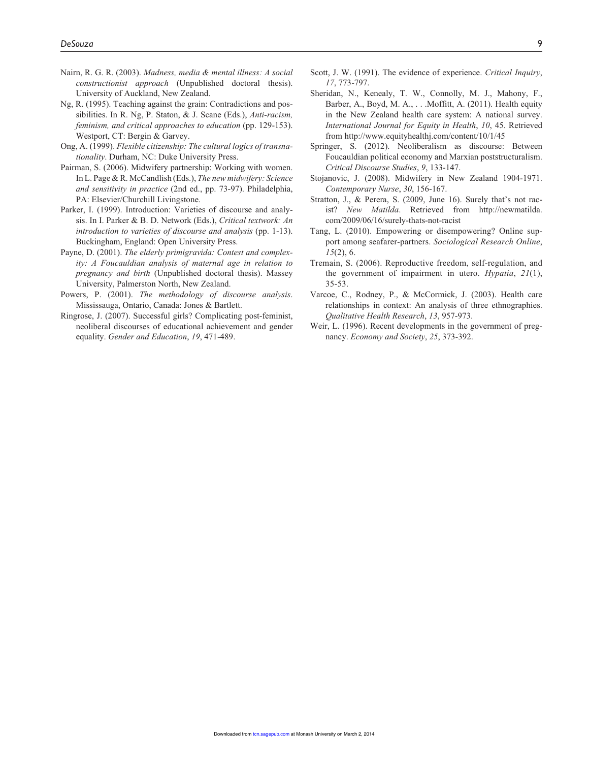Nairn, R. G. R. (2003). *Madness, media & mental illness: A social constructionist approach* (Unpublished doctoral thesis). University of Auckland, New Zealand.

Ng, R. (1995). Teaching against the grain: Contradictions and possibilities. In R. Ng, P. Staton, & J. Scane (Eds.), *Anti-racism, feminism, and critical approaches to education* (pp. 129-153). Westport, CT: Bergin & Garvey.

Ong, A. (1999). *Flexible citizenship: The cultural logics of transnationality*. Durham, NC: Duke University Press.

Pairman, S. (2006). Midwifery partnership: Working with women. In L. Page & R. McCandlish (Eds.), *The new midwifery: Science and sensitivity in practice* (2nd ed., pp. 73-97). Philadelphia, PA: Elsevier/Churchill Livingstone.

Parker, I. (1999). Introduction: Varieties of discourse and analysis. In I. Parker & B. D. Network (Eds.), *Critical textwork: An introduction to varieties of discourse and analysis* (pp. 1-13). Buckingham, England: Open University Press.

Payne, D. (2001). *The elderly primigravida: Contest and complexity: A Foucauldian analysis of maternal age in relation to pregnancy and birth* (Unpublished doctoral thesis). Massey University, Palmerston North, New Zealand.

Powers, P. (2001). *The methodology of discourse analysis*. Mississauga, Ontario, Canada: Jones & Bartlett.

Ringrose, J. (2007). Successful girls? Complicating post-feminist, neoliberal discourses of educational achievement and gender equality. *Gender and Education*, *19*, 471-489.

Scott, J. W. (1991). The evidence of experience. *Critical Inquiry*, *17*, 773-797.

Sheridan, N., Kenealy, T. W., Connolly, M. J., Mahony, F., Barber, A., Boyd, M. A., . . .Moffitt, A. (2011). Health equity in the New Zealand health care system: A national survey. *International Journal for Equity in Health*, *10*, 45. Retrieved from http://www.equityhealthj.com/content/10/1/45

Springer, S. (2012). Neoliberalism as discourse: Between Foucauldian political economy and Marxian poststructuralism. *Critical Discourse Studies*, *9*, 133-147.

Stojanovic, J. (2008). Midwifery in New Zealand 1904-1971. *Contemporary Nurse*, *30*, 156-167.

Stratton, J., & Perera, S. (2009, June 16). Surely that's not racist? *New Matilda*. Retrieved from http://newmatilda.com/2009/06/16/surely-thats-not-racist

Tang, L. (2010). Empowering or disempowering? Online support among seafarer-partners. *Sociological Research Online*, *15*(2), 6.

Tremain, S. (2006). Reproductive freedom, self-regulation, and the government of impairment in utero. *Hypatia*, *21*(1), 35-53.

Varcoe, C., Rodney, P., & McCormick, J. (2003). Health care relationships in context: An analysis of three ethnographies. *Qualitative Health Research*, *13*, 957-973.

Weir, L. (1996). Recent developments in the government of pregnancy. *Economy and Society*, *25*, 373-392.